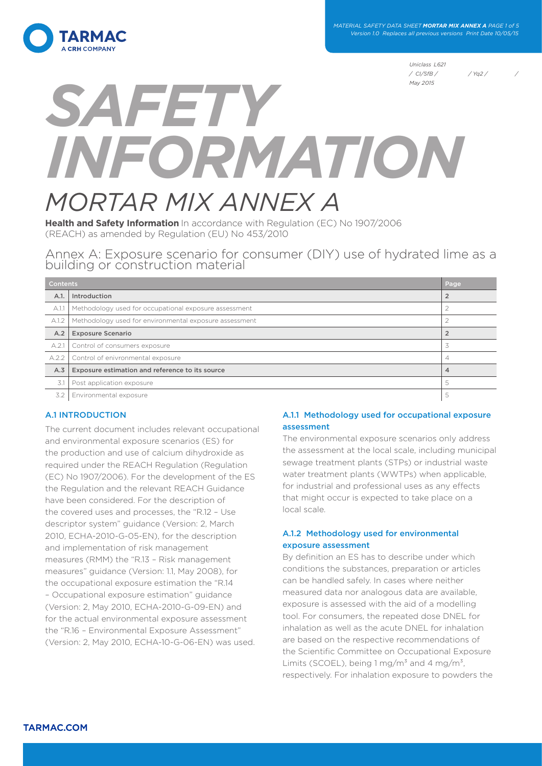Uniclass L621
/ CI/SfB / / Yq2 / /
May 2015

# SAFETY INFORMATION

# MORTAR MIX ANNEX A

**Health and Safety Information** In accordance with Regulation (EC) No 1907/2006 (REACH) as amended by Regulation (EU) No 453/2010

## Annex A: Exposure scenario for consumer (DIY) use of hydrated lime as a building or construction material

| Contents | | Page |
|---|---|---|
| **A.1.** | **Introduction** | **2** |
| A.1.1 | Methodology used for occupational exposure assessment | 2 |
| A.1.2 | Methodology used for environmental exposure assessment | 2 |
| **A.2** | **Exposure Scenario** | **2** |
| A.2.1 | Control of consumers exposure | 3 |
| A.2.2 | Control of enivronmental exposure | 4 |
| **A.3** | **Exposure estimation and reference to its source** | **4** |
| 3.1 | Post application exposure | 5 |
| 3.2 | Environmental exposure | 5 |

### A.1 INTRODUCTION

The current document includes relevant occupational and environmental exposure scenarios (ES) for the production and use of calcium dihydroxide as required under the REACH Regulation (Regulation (EC) No 1907/2006). For the development of the ES the Regulation and the relevant REACH Guidance have been considered. For the description of the covered uses and processes, the "R.12 – Use descriptor system" guidance (Version: 2, March 2010, ECHA-2010-G-05-EN), for the description and implementation of risk management measures (RMM) the "R.13 – Risk management measures" guidance (Version: 1.1, May 2008), for the occupational exposure estimation the "R.14 – Occupational exposure estimation" guidance (Version: 2, May 2010, ECHA-2010-G-09-EN) and for the actual environmental exposure assessment the "R.16 – Environmental Exposure Assessment" (Version: 2, May 2010, ECHA-10-G-06-EN) was used.

### A.1.1 Methodology used for occupational exposure assessment

The environmental exposure scenarios only address the assessment at the local scale, including municipal sewage treatment plants (STPs) or industrial waste water treatment plants (WWTPs) when applicable, for industrial and professional uses as any effects that might occur is expected to take place on a local scale.

### A.1.2 Methodology used for environmental exposure assessment

By definition an ES has to describe under which conditions the substances, preparation or articles can be handled safely. In cases where neither measured data nor analogous data are available, exposure is assessed with the aid of a modelling tool. For consumers, the repeated dose DNEL for inhalation as well as the acute DNEL for inhalation are based on the respective recommendations of the Scientific Committee on Occupational Exposure Limits (SCOEL), being 1 $mg/m^3$ and 4 $mg/m^3$, respectively. For inhalation exposure to powders the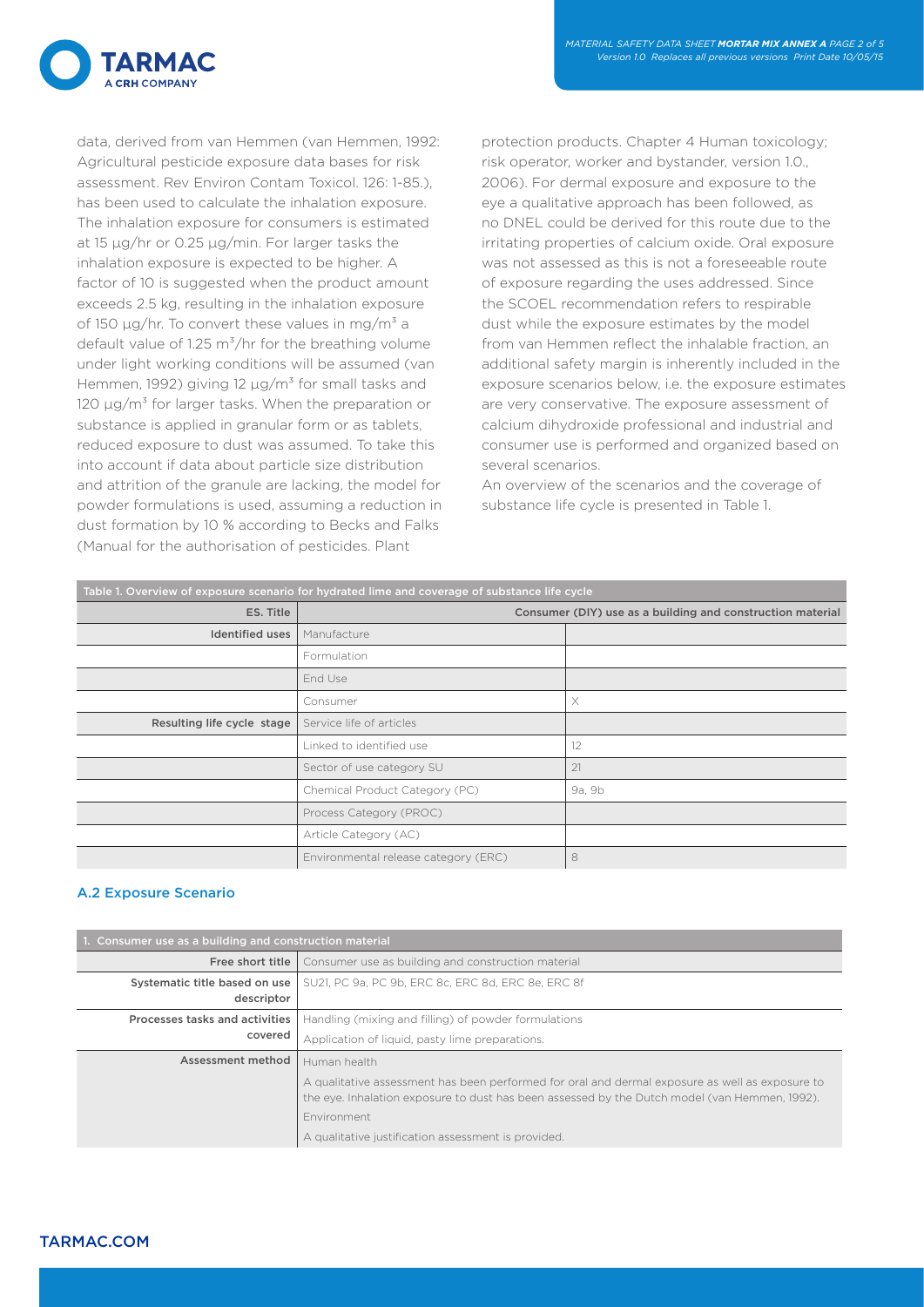data, derived from van Hemmen (van Hemmen, 1992: Agricultural pesticide exposure data bases for risk assessment. Rev Environ Contam Toxicol. 126: 1-85.), has been used to calculate the inhalation exposure. The inhalation exposure for consumers is estimated at 15 µg/hr or 0.25 µg/min. For larger tasks the inhalation exposure is expected to be higher. A factor of 10 is suggested when the product amount exceeds 2.5 kg, resulting in the inhalation exposure of 150 µg/hr. To convert these values in mg/m$^3$ a default value of 1.25 m$^3$/hr for the breathing volume under light working conditions will be assumed (van Hemmen, 1992) giving 12 µg/m$^3$ for small tasks and 120 µg/m$^3$ for larger tasks. When the preparation or substance is applied in granular form or as tablets, reduced exposure to dust was assumed. To take this into account if data about particle size distribution and attrition of the granule are lacking, the model for powder formulations is used, assuming a reduction in dust formation by 10 % according to Becks and Falks (Manual for the authorisation of pesticides. Plant protection products. Chapter 4 Human toxicology; risk operator, worker and bystander, version 1.0., 2006). For dermal exposure and exposure to the eye a qualitative approach has been followed, as no DNEL could be derived for this route due to the irritating properties of calcium oxide. Oral exposure was not assessed as this is not a foreseeable route of exposure regarding the uses addressed. Since the SCOEL recommendation refers to respirable dust while the exposure estimates by the model from van Hemmen reflect the inhalable fraction, an additional safety margin is inherently included in the exposure scenarios below, i.e. the exposure estimates are very conservative. The exposure assessment of calcium dihydroxide professional and industrial and consumer use is performed and organized based on several scenarios.

An overview of the scenarios and the coverage of substance life cycle is presented in Table 1.

| Table 1. Overview of exposure scenario for hydrated lime and coverage of substance life cycle | | |
|---|---|---|
| ES. Title | | Consumer (DIY) use as a building and construction material |
| Identified uses | Manufacture | |
| | Formulation | |
| | End Use | |
| | Consumer | X |
| Resulting life cycle stage | Service life of articles | |
| | Linked to identified use | 12 |
| | Sector of use category SU | 21 |
| | Chemical Product Category (PC) | 9a, 9b |
| | Process Category (PROC) | |
| | Article Category (AC) | |
| | Environmental release category (ERC) | 8 |

## A.2 Exposure Scenario

| 1. Consumer use as a building and construction material | |
|---|---|
| Free short title | Consumer use as building and construction material |
| Systematic title based on use descriptor | SU21, PC 9a, PC 9b, ERC 8c, ERC 8d, ERC 8e, ERC 8f |
| Processes tasks and activities covered | Handling (mixing and filling) of powder formulations |
| | Application of liquid, pasty lime preparations. |
| Assessment method | Human health |
| | A qualitative assessment has been performed for oral and dermal exposure as well as exposure to the eye. Inhalation exposure to dust has been assessed by the Dutch model (van Hemmen, 1992). |
| | Environment |
| | A qualitative justification assessment is provided. |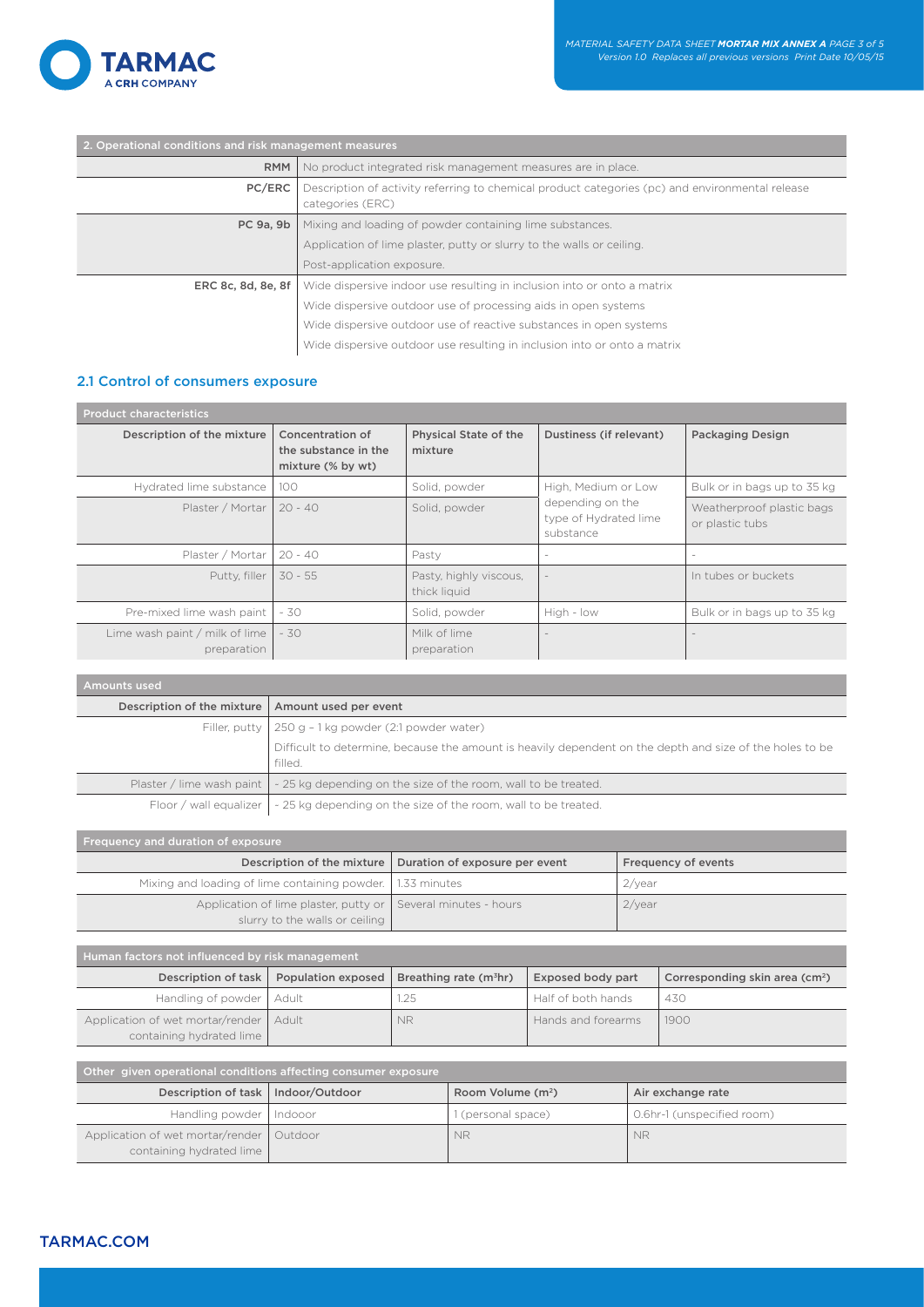| 2. Operational conditions and risk management measures | |
|---|---|
| RMM | No product integrated risk management measures are in place. |
| PC/ERC | Description of activity referring to chemical product categories (pc) and environmental release categories (ERC) |
| PC 9a, 9b | Mixing and loading of powder containing lime substances. |
| | Application of lime plaster, putty or slurry to the walls or ceiling. |
| | Post-application exposure. |
| ERC 8c, 8d, 8e, 8f | Wide dispersive indoor use resulting in inclusion into or onto a matrix |
| | Wide dispersive outdoor use of processing aids in open systems |
| | Wide dispersive outdoor use of reactive substances in open systems |
| | Wide dispersive outdoor use resulting in inclusion into or onto a matrix |

## 2.1 Control of consumers exposure

| Product characteristics | | | | |
|---|---|---|---|---|
| **Description of the mixture** | **Concentration of the substance in the mixture (% by wt)** | **Physical State of the mixture** | **Dustiness (if relevant)** | **Packaging Design** |
| Hydrated lime substance | 100 | Solid, powder | High, Medium or Low depending on the type of Hydrated lime substance | Bulk or in bags up to 35 kg |
| Plaster / Mortar | 20 - 40 | Solid, powder | | Weatherproof plastic bags or plastic tubs |
| Plaster / Mortar | 20 - 40 | Pasty | - | - |
| Putty, filler | 30 - 55 | Pasty, highly viscous, thick liquid | - | In tubes or buckets |
| Pre-mixed lime wash paint | - 30 | Solid, powder | High - low | Bulk or in bags up to 35 kg |
| Lime wash paint / milk of lime preparation | - 30 | Milk of lime preparation | - | - |

| Amounts used | |
|---|---|
| **Description of the mixture** | **Amount used per event** |
| Filler, putty | 250 g – 1 kg powder (2:1 powder water) |
| | Difficult to determine, because the amount is heavily dependent on the depth and size of the holes to be filled. |
| Plaster / lime wash paint | - 25 kg depending on the size of the room, wall to be treated. |
| Floor / wall equalizer | - 25 kg depending on the size of the room, wall to be treated. |

| Frequency and duration of exposure | | |
|---|---|---|
| **Description of the mixture** | **Duration of exposure per event** | **Frequency of events** |
| Mixing and loading of lime containing powder. | 1.33 minutes | 2/year |
| Application of lime plaster, putty or slurry to the walls or ceiling | Several minutes - hours | 2/year |

| Human factors not influenced by risk management | | | | |
|---|---|---|---|---|
| **Description of task** | **Population exposed** | **Breathing rate ($m^3$hr)** | **Exposed body part** | **Corresponding skin area ($cm^2$)** |
| Handling of powder | Adult | 1.25 | Half of both hands | 430 |
| Application of wet mortar/render containing hydrated lime | Adult | NR | Hands and forearms | 1900 |

| Other given operational conditions affecting consumer exposure | | | |
|---|---|---|---|
| **Description of task** | **Indoor/Outdoor** | **Room Volume ($m^2$)** | **Air exchange rate** |
| Handling powder | Indooor | 1 (personal space) | 0.6hr-1 (unspecified room) |
| Application of wet mortar/render containing hydrated lime | Outdoor | NR | NR |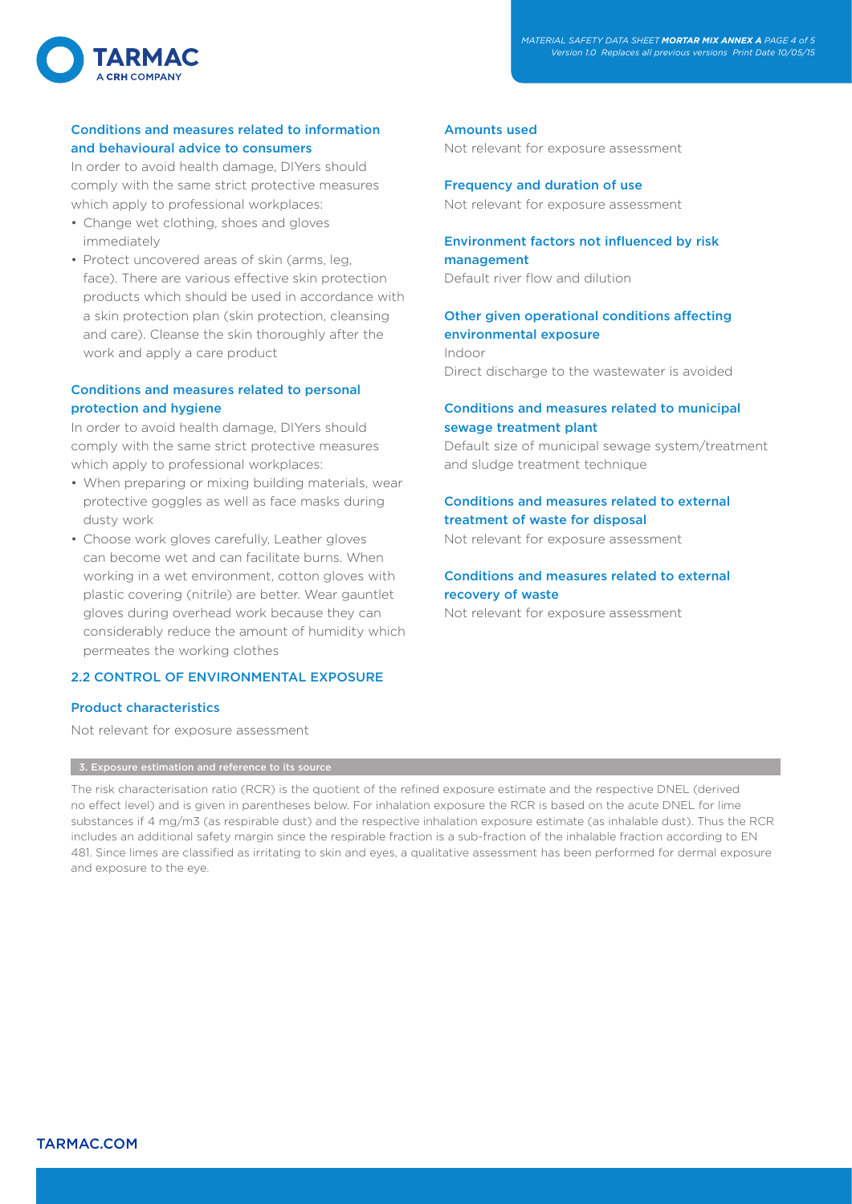### Conditions and measures related to information and behavioural advice to consumers

In order to avoid health damage, DIYers should comply with the same strict protective measures which apply to professional workplaces:

- Change wet clothing, shoes and gloves immediately
- Protect uncovered areas of skin (arms, leg, face). There are various effective skin protection products which should be used in accordance with a skin protection plan (skin protection, cleansing and care). Cleanse the skin thoroughly after the work and apply a care product

### Conditions and measures related to personal protection and hygiene

In order to avoid health damage, DIYers should comply with the same strict protective measures which apply to professional workplaces:

- When preparing or mixing building materials, wear protective goggles as well as face masks during dusty work
- Choose work gloves carefully, Leather gloves can become wet and can facilitate burns. When working in a wet environment, cotton gloves with plastic covering (nitrile) are better. Wear gauntlet gloves during overhead work because they can considerably reduce the amount of humidity which permeates the working clothes

## 2.2 CONTROL OF ENVIRONMENTAL EXPOSURE

### Product characteristics

Not relevant for exposure assessment

### Amounts used

Not relevant for exposure assessment

### Frequency and duration of use

Not relevant for exposure assessment

### Environment factors not influenced by risk management

Default river flow and dilution

### Other given operational conditions affecting environmental exposure

Indoor

Direct discharge to the wastewater is avoided

### Conditions and measures related to municipal sewage treatment plant

Default size of municipal sewage system/treatment and sludge treatment technique

### Conditions and measures related to external treatment of waste for disposal

Not relevant for exposure assessment

### Conditions and measures related to external recovery of waste

Not relevant for exposure assessment

## 3. Exposure estimation and reference to its source

The risk characterisation ratio (RCR) is the quotient of the refined exposure estimate and the respective DNEL (derived no effect level) and is given in parentheses below. For inhalation exposure the RCR is based on the acute DNEL for lime substances if 4 mg/m3 (as respirable dust) and the respective inhalation exposure estimate (as inhalable dust). Thus the RCR includes an additional safety margin since the respirable fraction is a sub-fraction of the inhalable fraction according to EN 481. Since limes are classified as irritating to skin and eyes, a qualitative assessment has been performed for dermal exposure and exposure to the eye.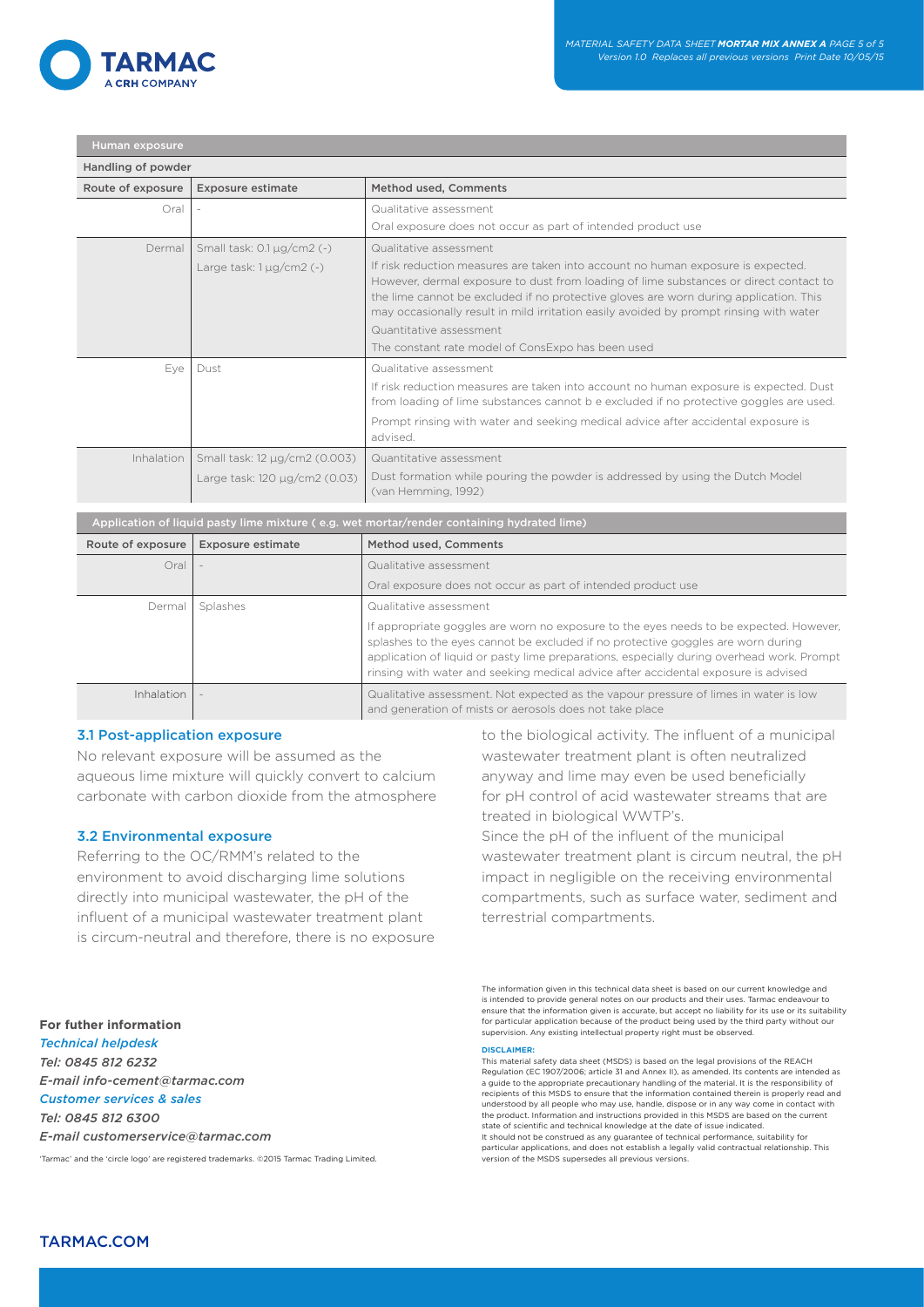| Human exposure | | |
|---|---|---|
| **Handling of powder** | | |
| Route of exposure | Exposure estimate | Method used, Comments |
| Oral | - | Qualitative assessment<br>Oral exposure does not occur as part of intended product use |
| Dermal | Small task: 0.1 µg/cm2 (-)<br>Large task: 1 µg/cm2 (-) | Qualitative assessment<br>If risk reduction measures are taken into account no human exposure is expected. However, dermal exposure to dust from loading of lime substances or direct contact to the lime cannot be excluded if no protective gloves are worn during application. This may occasionally result in mild irritation easily avoided by prompt rinsing with water<br>Quantitative assessment<br>The constant rate model of ConsExpo has been used |
| Eye | Dust | Qualitative assessment<br>If risk reduction measures are taken into account no human exposure is expected. Dust from loading of lime substances cannot b e excluded if no protective goggles are used.<br>Prompt rinsing with water and seeking medical advice after accidental exposure is advised. |
| Inhalation | Small task: 12 µg/cm2 (0.003)<br>Large task: 120 µg/cm2 (0.03) | Quantitative assessment<br>Dust formation while pouring the powder is addressed by using the Dutch Model (van Hemming, 1992) |

| Application of liquid pasty lime mixture ( e.g. wet mortar/render containing hydrated lime) | | |
|---|---|---|
| Route of exposure | Exposure estimate | Method used, Comments |
| Oral | - | Qualitative assessment<br>Oral exposure does not occur as part of intended product use |
| Dermal | Splashes | Qualitative assessment<br>If appropriate goggles are worn no exposure to the eyes needs to be expected. However, splashes to the eyes cannot be excluded if no protective goggles are worn during application of liquid or pasty lime preparations, especially during overhead work. Prompt rinsing with water and seeking medical advice after accidental exposure is advised |
| Inhalation | - | Qualitative assessment. Not expected as the vapour pressure of limes in water is low and generation of mists or aerosols does not take place |

### 3.1 Post-application exposure

No relevant exposure will be assumed as the aqueous lime mixture will quickly convert to calcium carbonate with carbon dioxide from the atmosphere

### 3.2 Environmental exposure

Referring to the OC/RMM's related to the environment to avoid discharging lime solutions directly into municipal wastewater, the pH of the influent of a municipal wastewater treatment plant is circum-neutral and therefore, there is no exposure to the biological activity. The influent of a municipal wastewater treatment plant is often neutralized anyway and lime may even be used beneficially for pH control of acid wastewater streams that are treated in biological WWTP's.

Since the pH of the influent of the municipal wastewater treatment plant is circum neutral, the pH impact in negligible on the receiving environmental compartments, such as surface water, sediment and terrestrial compartments.

**For futher information**

*Technical helpdesk*
*Tel: 0845 812 6232*
*E-mail info-cement@tarmac.com*
*Customer services & sales*
*Tel: 0845 812 6300*
*E-mail customerservice@tarmac.com*

'Tarmac' and the 'circle logo' are registered trademarks. ©2015 Tarmac Trading Limited.

The information given in this technical data sheet is based on our current knowledge and is intended to provide general notes on our products and their uses. Tarmac endeavour to ensure that the information given is accurate, but accept no liability for its use or its suitability for particular application because of the product being used by the third party without our supervision. Any existing intellectual property right must be observed.

**DISCLAIMER:**
This material safety data sheet (MSDS) is based on the legal provisions of the REACH Regulation (EC 1907/2006; article 31 and Annex II), as amended. Its contents are intended as a guide to the appropriate precautionary handling of the material. It is the responsibility of recipients of this MSDS to ensure that the information contained therein is properly read and understood by all people who may use, handle, dispose or in any way come in contact with the product. Information and instructions provided in this MSDS are based on the current state of scientific and technical knowledge at the date of issue indicated.
It should not be construed as any guarantee of technical performance, suitability for particular applications, and does not establish a legally valid contractual relationship. This version of the MSDS supersedes all previous versions.

TARMAC.COM